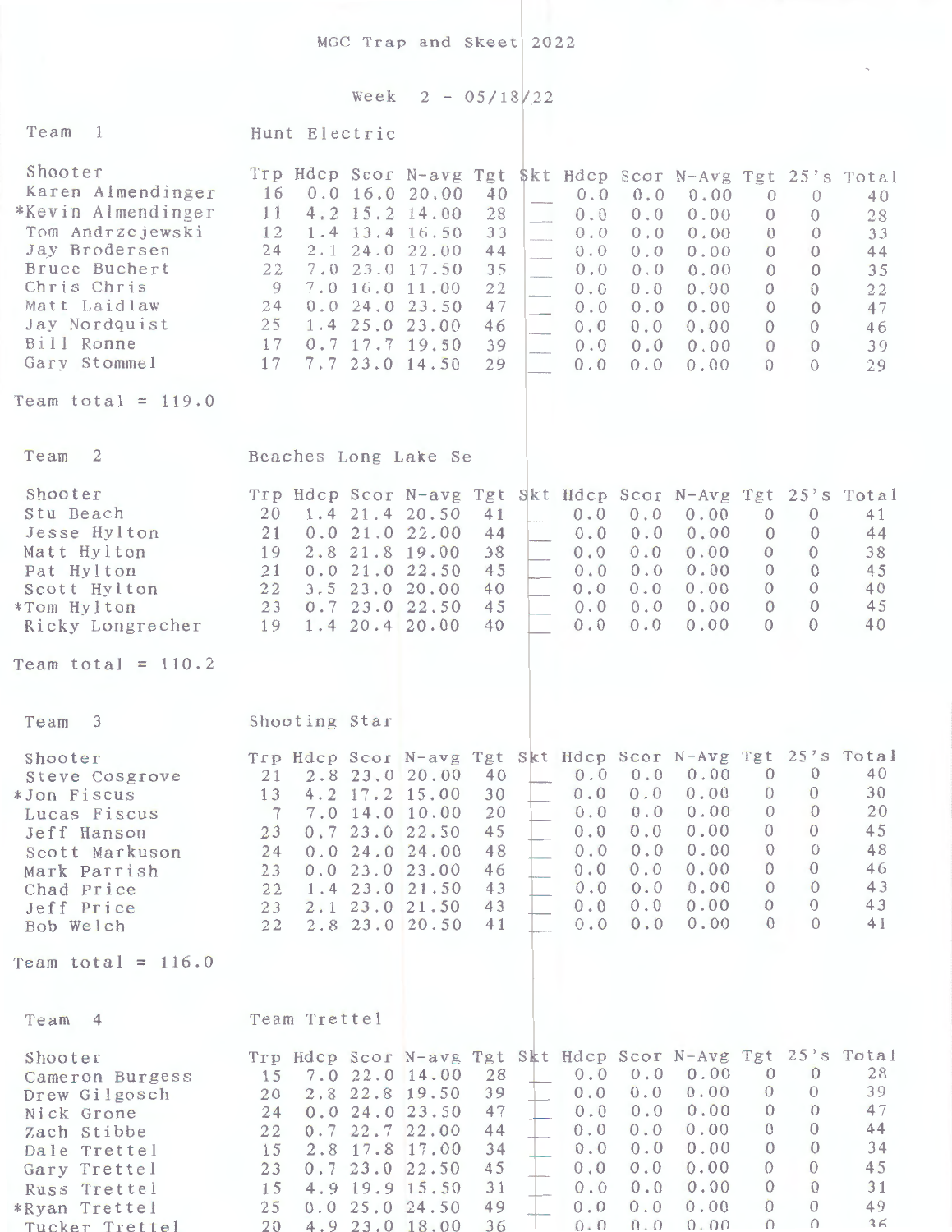MGC Trap and Skeet 2022

Week 2 - 05/18/22

Team 1 Hunt Electric

| Shooter | Trp | Hdcp | Scor | N-avg | Tgt | Skt | Hdcp | Scor | N-Avg | Tgt | 25's | Total |
|---|---|---|---|---|---|---|---|---|---|---|---|---|
| Karen Almendinger | 16 | 0.0 | 16.0 | 20.00 | 40 | ___ | 0.0 | 0.0 | 0.00 | 0 | 0 | 40 |
| *Kevin Almendinger | 11 | 4.2 | 15.2 | 14.00 | 28 | ___ | 0.0 | 0.0 | 0.00 | 0 | 0 | 28 |
| Tom Andrzejewski | 12 | 1.4 | 13.4 | 16.50 | 33 | ___ | 0.0 | 0.0 | 0.00 | 0 | 0 | 33 |
| Jay Brodersen | 24 | 2.1 | 24.0 | 22.00 | 44 | ___ | 0.0 | 0.0 | 0.00 | 0 | 0 | 44 |
| Bruce Buchert | 22 | 7.0 | 23.0 | 17.50 | 35 | ___ | 0.0 | 0.0 | 0.00 | 0 | 0 | 35 |
| Chris Chris | 9 | 7.0 | 16.0 | 11.00 | 22 | ___ | 0.0 | 0.0 | 0.00 | 0 | 0 | 22 |
| Matt Laidlaw | 24 | 0.0 | 24.0 | 23.50 | 47 | ___ | 0.0 | 0.0 | 0.00 | 0 | 0 | 47 |
| Jay Nordquist | 25 | 1.4 | 25.0 | 23.00 | 46 | ___ | 0.0 | 0.0 | 0.00 | 0 | 0 | 46 |
| Bill Ronne | 17 | 0.7 | 17.7 | 19.50 | 39 | ___ | 0.0 | 0.0 | 0.00 | 0 | 0 | 39 |
| Gary Stommel | 17 | 7.7 | 23.0 | 14.50 | 29 | ___ | 0.0 | 0.0 | 0.00 | 0 | 0 | 29 |

Team total = 119.0

Team 2 Beaches Long Lake Se

| Shooter | Trp | Hdcp | Scor | N-avg | Tgt | Skt | Hdcp | Scor | N-Avg | Tgt | 25's | Total |
|---|---|---|---|---|---|---|---|---|---|---|---|---|
| Stu Beach | 20 | 1.4 | 21.4 | 20.50 | 41 | ___ | 0.0 | 0.0 | 0.00 | 0 | 0 | 41 |
| Jesse Hylton | 21 | 0.0 | 21.0 | 22.00 | 44 | ___ | 0.0 | 0.0 | 0.00 | 0 | 0 | 44 |
| Matt Hylton | 19 | 2.8 | 21.8 | 19.00 | 38 | ___ | 0.0 | 0.0 | 0.00 | 0 | 0 | 38 |
| Pat Hylton | 21 | 0.0 | 21.0 | 22.50 | 45 | ___ | 0.0 | 0.0 | 0.00 | 0 | 0 | 45 |
| Scott Hylton | 22 | 3.5 | 23.0 | 20.00 | 40 | ___ | 0.0 | 0.0 | 0.00 | 0 | 0 | 40 |
| *Tom Hylton | 23 | 0.7 | 23.0 | 22.50 | 45 | ___ | 0.0 | 0.0 | 0.00 | 0 | 0 | 45 |
| Ricky Longrecher | 19 | 1.4 | 20.4 | 20.00 | 40 | ___ | 0.0 | 0.0 | 0.00 | 0 | 0 | 40 |

Team total = 110.2

Team 3 Shooting Star

| Shooter | Trp | Hdcp | Scor | N-avg | Tgt | Skt | Hdcp | Scor | N-Avg | Tgt | 25's | Total |
|---|---|---|---|---|---|---|---|---|---|---|---|---|
| Steve Cosgrove | 21 | 2.8 | 23.0 | 20.00 | 40 | ___ | 0.0 | 0.0 | 0.00 | 0 | 0 | 40 |
| *Jon Fiscus | 13 | 4.2 | 17.2 | 15.00 | 30 | ___ | 0.0 | 0.0 | 0.00 | 0 | 0 | 30 |
| Lucas Fiscus | 7 | 7.0 | 14.0 | 10.00 | 20 | ___ | 0.0 | 0.0 | 0.00 | 0 | 0 | 20 |
| Jeff Hanson | 23 | 0.7 | 23.0 | 22.50 | 45 | ___ | 0.0 | 0.0 | 0.00 | 0 | 0 | 45 |
| Scott Markuson | 24 | 0.0 | 24.0 | 24.00 | 48 | ___ | 0.0 | 0.0 | 0.00 | 0 | 0 | 48 |
| Mark Parrish | 23 | 0.0 | 23.0 | 23.00 | 46 | ___ | 0.0 | 0.0 | 0.00 | 0 | 0 | 46 |
| Chad Price | 22 | 1.4 | 23.0 | 21.50 | 43 | ___ | 0.0 | 0.0 | 0.00 | 0 | 0 | 43 |
| Jeff Price | 23 | 2.1 | 23.0 | 21.50 | 43 | ___ | 0.0 | 0.0 | 0.00 | 0 | 0 | 43 |
| Bob Welch | 22 | 2.8 | 23.0 | 20.50 | 41 | ___ | 0.0 | 0.0 | 0.00 | 0 | 0 | 41 |

Team total = 116.0

Team 4 Team Trettel

| Shooter | Trp | Hdcp | Scor | N-avg | Tgt | Skt | Hdcp | Scor | N-Avg | Tgt | 25's | Total |
|---|---|---|---|---|---|---|---|---|---|---|---|---|
| Cameron Burgess | 15 | 7.0 | 22.0 | 14.00 | 28 | ___ | 0.0 | 0.0 | 0.00 | 0 | 0 | 28 |
| Drew Gilgosch | 20 | 2.8 | 22.8 | 19.50 | 39 | ___ | 0.0 | 0.0 | 0.00 | 0 | 0 | 39 |
| Nick Grone | 24 | 0.0 | 24.0 | 23.50 | 47 | ___ | 0.0 | 0.0 | 0.00 | 0 | 0 | 47 |
| Zach Stibbe | 22 | 0.7 | 22.7 | 22.00 | 44 | ___ | 0.0 | 0.0 | 0.00 | 0 | 0 | 44 |
| Dale Trettel | 15 | 2.8 | 17.8 | 17.00 | 34 | ___ | 0.0 | 0.0 | 0.00 | 0 | 0 | 34 |
| Gary Trettel | 23 | 0.7 | 23.0 | 22.50 | 45 | ___ | 0.0 | 0.0 | 0.00 | 0 | 0 | 45 |
| Russ Trettel | 15 | 4.9 | 19.9 | 15.50 | 31 | ___ | 0.0 | 0.0 | 0.00 | 0 | 0 | 31 |
| *Ryan Trettel | 25 | 0.0 | 25.0 | 24.50 | 49 | ___ | 0.0 | 0.0 | 0.00 | 0 | 0 | 49 |
| Tucker Trettel | 20 | 4.9 | 23.0 | 18.00 | 36 | ___ | 0.0 | 0.0 | 0.00 | 0 | 0 | 36 |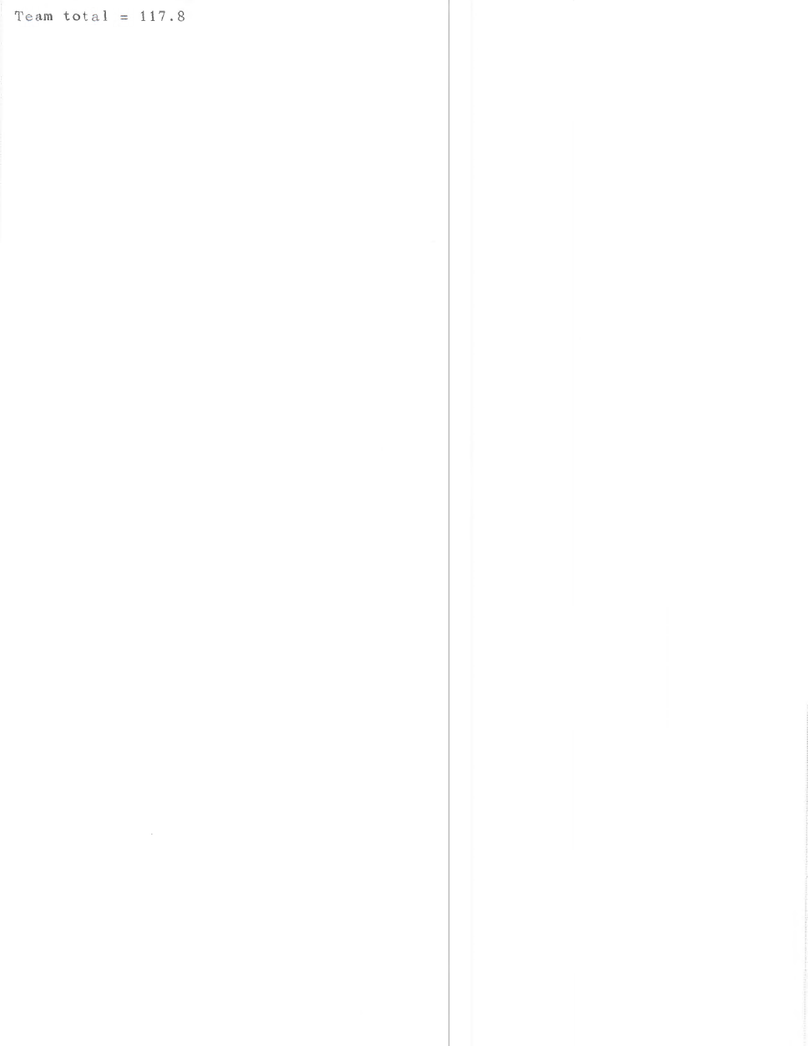Team total = 117.8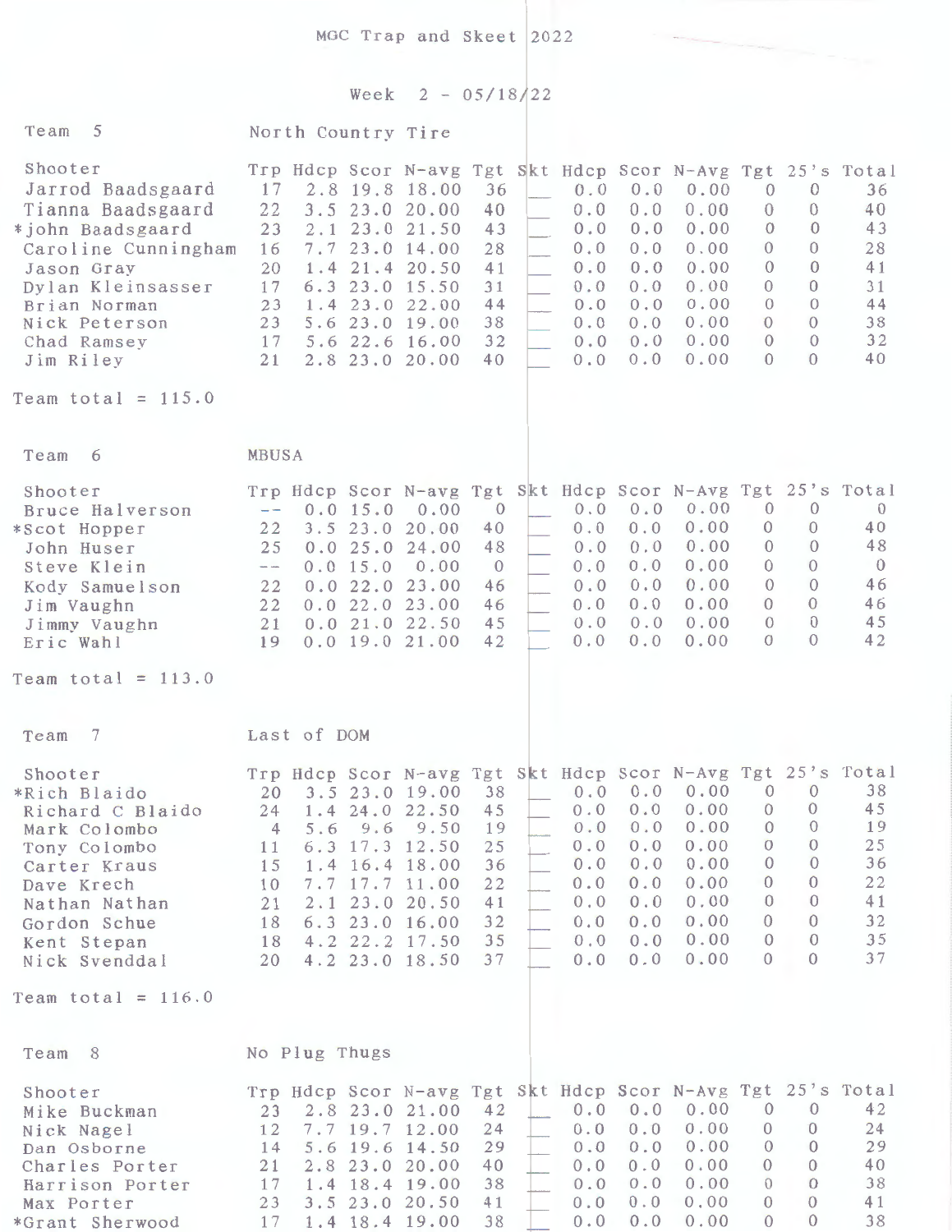MGC Trap and Skeet 2022

Week 2 - 05/18/22

Team 5 North Country Tire

| Shooter | Trp | Hdcp | Scor | N-avg | Tgt | Skt | Hdcp | Scor | N-Avg | Tgt | 25's | Total |
|---|---|---|---|---|---|---|---|---|---|---|---|---|
| Jarrod Baadsgaard | 17 | 2.8 | 19.8 | 18.00 | 36 | ___ | 0.0 | 0.0 | 0.00 | 0 | 0 | 36 |
| Tianna Baadsgaard | 22 | 3.5 | 23.0 | 20.00 | 40 | ___ | 0.0 | 0.0 | 0.00 | 0 | 0 | 40 |
| *john Baadsgaard | 23 | 2.1 | 23.0 | 21.50 | 43 | ___ | 0.0 | 0.0 | 0.00 | 0 | 0 | 43 |
| Caroline Cunningham | 16 | 7.7 | 23.0 | 14.00 | 28 | ___ | 0.0 | 0.0 | 0.00 | 0 | 0 | 28 |
| Jason Gray | 20 | 1.4 | 21.4 | 20.50 | 41 | ___ | 0.0 | 0.0 | 0.00 | 0 | 0 | 41 |
| Dylan Kleinsasser | 17 | 6.3 | 23.0 | 15.50 | 31 | ___ | 0.0 | 0.0 | 0.00 | 0 | 0 | 31 |
| Brian Norman | 23 | 1.4 | 23.0 | 22.00 | 44 | ___ | 0.0 | 0.0 | 0.00 | 0 | 0 | 44 |
| Nick Peterson | 23 | 5.6 | 23.0 | 19.00 | 38 | ___ | 0.0 | 0.0 | 0.00 | 0 | 0 | 38 |
| Chad Ramsey | 17 | 5.6 | 22.6 | 16.00 | 32 | ___ | 0.0 | 0.0 | 0.00 | 0 | 0 | 32 |
| Jim Riley | 21 | 2.8 | 23.0 | 20.00 | 40 | ___ | 0.0 | 0.0 | 0.00 | 0 | 0 | 40 |

Team total = 115.0

Team 6 MBUSA

| Shooter | Trp | Hdcp | Scor | N-avg | Tgt | Skt | Hdcp | Scor | N-Avg | Tgt | 25's | Total |
|---|---|---|---|---|---|---|---|---|---|---|---|---|
| Bruce Halverson | -- | 0.0 | 15.0 | 0.00 | 0 | ___ | 0.0 | 0.0 | 0.00 | 0 | 0 | 0 |
| *Scot Hopper | 22 | 3.5 | 23.0 | 20.00 | 40 | ___ | 0.0 | 0.0 | 0.00 | 0 | 0 | 40 |
| John Huser | 25 | 0.0 | 25.0 | 24.00 | 48 | ___ | 0.0 | 0.0 | 0.00 | 0 | 0 | 48 |
| Steve Klein | -- | 0.0 | 15.0 | 0.00 | 0 | ___ | 0.0 | 0.0 | 0.00 | 0 | 0 | 0 |
| Kody Samuelson | 22 | 0.0 | 22.0 | 23.00 | 46 | ___ | 0.0 | 0.0 | 0.00 | 0 | 0 | 46 |
| Jim Vaughn | 22 | 0.0 | 22.0 | 23.00 | 46 | ___ | 0.0 | 0.0 | 0.00 | 0 | 0 | 46 |
| Jimmy Vaughn | 21 | 0.0 | 21.0 | 22.50 | 45 | ___ | 0.0 | 0.0 | 0.00 | 0 | 0 | 45 |
| Eric Wahl | 19 | 0.0 | 19.0 | 21.00 | 42 | ___ | 0.0 | 0.0 | 0.00 | 0 | 0 | 42 |

Team total = 113.0

Team 7 Last of DOM

| Shooter | Trp | Hdcp | Scor | N-avg | Tgt | Skt | Hdcp | Scor | N-Avg | Tgt | 25's | Total |
|---|---|---|---|---|---|---|---|---|---|---|---|---|
| *Rich Blaido | 20 | 3.5 | 23.0 | 19.00 | 38 | ___ | 0.0 | 0.0 | 0.00 | 0 | 0 | 38 |
| Richard C Blaido | 24 | 1.4 | 24.0 | 22.50 | 45 | ___ | 0.0 | 0.0 | 0.00 | 0 | 0 | 45 |
| Mark Colombo | 4 | 5.6 | 9.6 | 9.50 | 19 | ___ | 0.0 | 0.0 | 0.00 | 0 | 0 | 19 |
| Tony Colombo | 11 | 6.3 | 17.3 | 12.50 | 25 | ___ | 0.0 | 0.0 | 0.00 | 0 | 0 | 25 |
| Carter Kraus | 15 | 1.4 | 16.4 | 18.00 | 36 | ___ | 0.0 | 0.0 | 0.00 | 0 | 0 | 36 |
| Dave Krech | 10 | 7.7 | 17.7 | 11.00 | 22 | ___ | 0.0 | 0.0 | 0.00 | 0 | 0 | 22 |
| Nathan Nathan | 21 | 2.1 | 23.0 | 20.50 | 41 | ___ | 0.0 | 0.0 | 0.00 | 0 | 0 | 41 |
| Gordon Schue | 18 | 6.3 | 23.0 | 16.00 | 32 | ___ | 0.0 | 0.0 | 0.00 | 0 | 0 | 32 |
| Kent Stepan | 18 | 4.2 | 22.2 | 17.50 | 35 | ___ | 0.0 | 0.0 | 0.00 | 0 | 0 | 35 |
| Nick Svenddal | 20 | 4.2 | 23.0 | 18.50 | 37 | ___ | 0.0 | 0.0 | 0.00 | 0 | 0 | 37 |

Team total = 116.0

Team 8 No Plug Thugs

| Shooter | Trp | Hdcp | Scor | N-avg | Tgt | Skt | Hdcp | Scor | N-Avg | Tgt | 25's | Total |
|---|---|---|---|---|---|---|---|---|---|---|---|---|
| Mike Buckman | 23 | 2.8 | 23.0 | 21.00 | 42 | ___ | 0.0 | 0.0 | 0.00 | 0 | 0 | 42 |
| Nick Nagel | 12 | 7.7 | 19.7 | 12.00 | 24 | ___ | 0.0 | 0.0 | 0.00 | 0 | 0 | 24 |
| Dan Osborne | 14 | 5.6 | 19.6 | 14.50 | 29 | ___ | 0.0 | 0.0 | 0.00 | 0 | 0 | 29 |
| Charles Porter | 21 | 2.8 | 23.0 | 20.00 | 40 | ___ | 0.0 | 0.0 | 0.00 | 0 | 0 | 40 |
| Harrison Porter | 17 | 1.4 | 18.4 | 19.00 | 38 | ___ | 0.0 | 0.0 | 0.00 | 0 | 0 | 38 |
| Max Porter | 23 | 3.5 | 23.0 | 20.50 | 41 | ___ | 0.0 | 0.0 | 0.00 | 0 | 0 | 41 |
| *Grant Sherwood | 17 | 1.4 | 18.4 | 19.00 | 38 | ___ | 0.0 | 0.0 | 0.00 | 0 | 0 | 38 |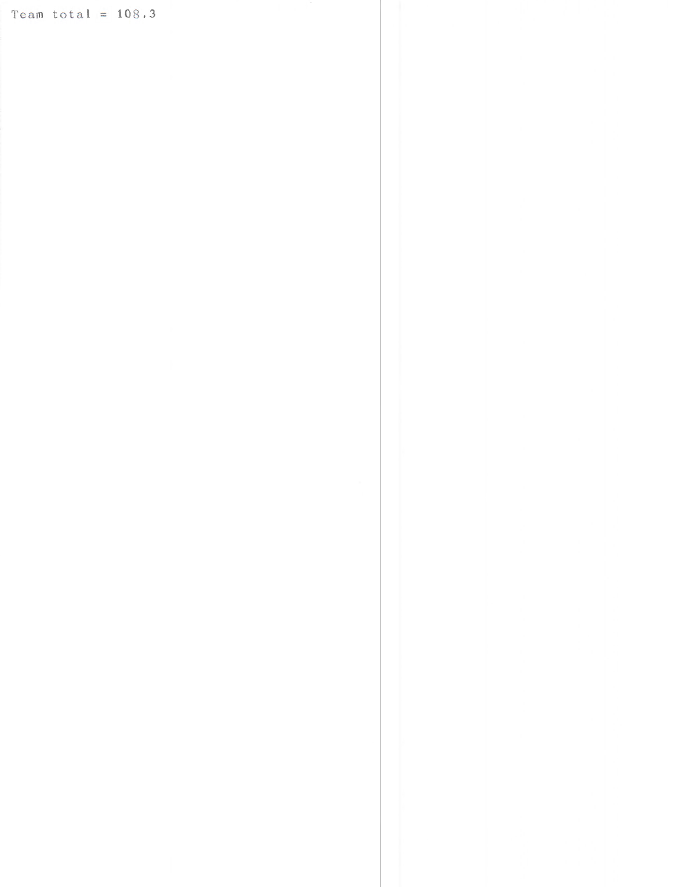Team total = 108.3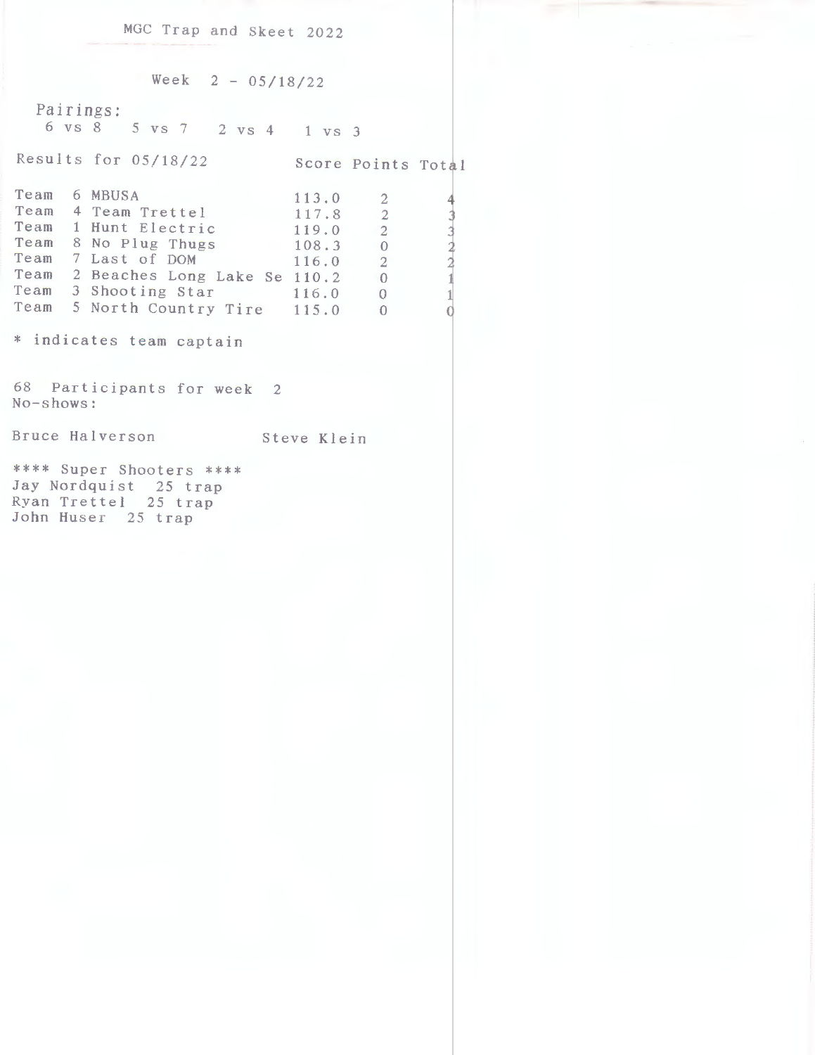# MGC Trap and Skeet 2022

## Week 2 - 05/18/22

Pairings:
6 vs 8 5 vs 7 2 vs 4 1 vs 3

| Results for 05/18/22 | Score | Points | Total |
|---|---|---|---|
| Team 6 MBUSA | 113.0 | 2 | 4 |
| Team 4 Team Trettel | 117.8 | 2 | 3 |
| Team 1 Hunt Electric | 119.0 | 2 | 3 |
| Team 8 No Plug Thugs | 108.3 | 0 | 2 |
| Team 7 Last of DOM | 116.0 | 2 | 2 |
| Team 2 Beaches Long Lake Se | 110.2 | 0 | 1 |
| Team 3 Shooting Star | 116.0 | 0 | 1 |
| Team 5 North Country Tire | 115.0 | 0 | 0 |

* indicates team captain

68 Participants for week 2
No-shows:

Bruce Halverson Steve Klein

**** Super Shooters ****
Jay Nordquist 25 trap
Ryan Trettel 25 trap
John Huser 25 trap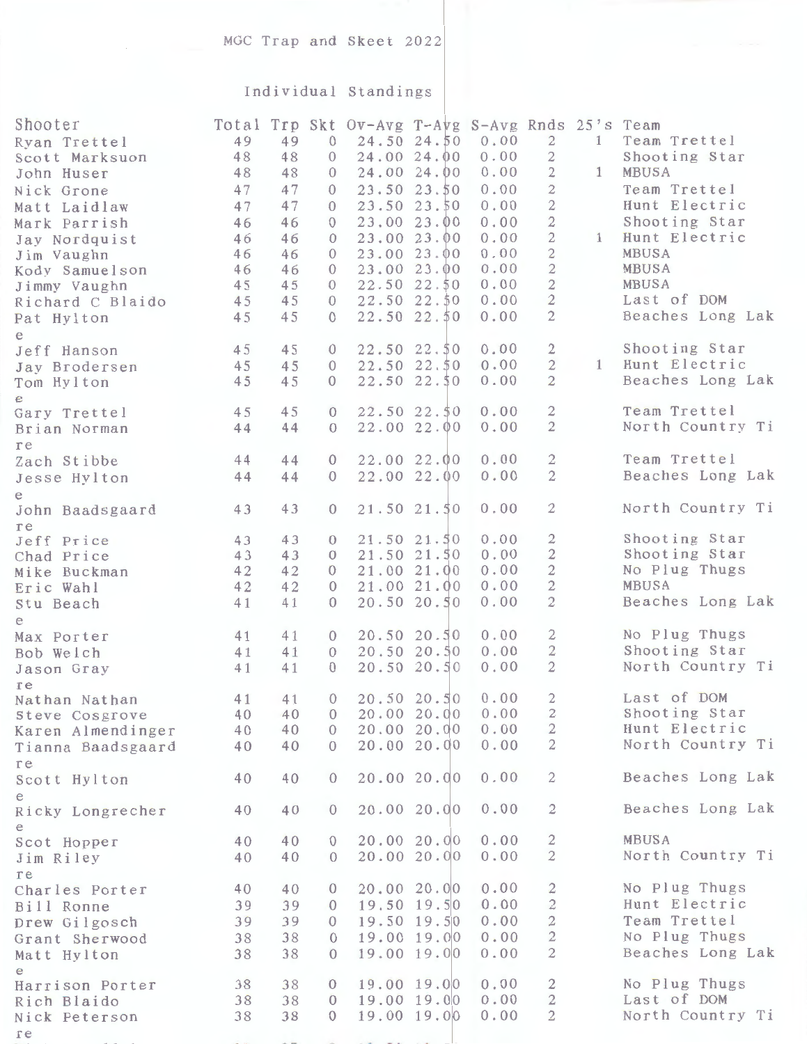# MGC Trap and Skeet 2022

## Individual Standings

| Shooter | Total | Trp | Skt | Ov-Avg | T-Avg | S-Avg | Rnds | 25's | Team |
|---|---|---|---|---|---|---|---|---|---|
| Ryan Trettel | 49 | 49 | 0 | 24.50 | 24.50 | 0.00 | 2 | 1 | Team Trettel |
| Scott Marksuon | 48 | 48 | 0 | 24.00 | 24.00 | 0.00 | 2 | | Shooting Star |
| John Huser | 48 | 48 | 0 | 24.00 | 24.00 | 0.00 | 2 | 1 | MBUSA |
| Nick Grone | 47 | 47 | 0 | 23.50 | 23.50 | 0.00 | 2 | | Team Trettel |
| Matt Laidlaw | 47 | 47 | 0 | 23.50 | 23.50 | 0.00 | 2 | | Hunt Electric |
| Mark Parrish | 46 | 46 | 0 | 23.00 | 23.00 | 0.00 | 2 | | Shooting Star |
| Jay Nordquist | 46 | 46 | 0 | 23.00 | 23.00 | 0.00 | 2 | 1 | Hunt Electric |
| Jim Vaughn | 46 | 46 | 0 | 23.00 | 23.00 | 0.00 | 2 | | MBUSA |
| Kody Samuelson | 46 | 46 | 0 | 23.00 | 23.00 | 0.00 | 2 | | MBUSA |
| Jimmy Vaughn | 45 | 45 | 0 | 22.50 | 22.50 | 0.00 | 2 | | MBUSA |
| Richard C Blaido | 45 | 45 | 0 | 22.50 | 22.50 | 0.00 | 2 | | Last of DOM |
| Pat Hylton | 45 | 45 | 0 | 22.50 | 22.50 | 0.00 | 2 | | Beaches Long Lake |
| Jeff Hanson | 45 | 45 | 0 | 22.50 | 22.50 | 0.00 | 2 | | Shooting Star |
| Jay Brodersen | 45 | 45 | 0 | 22.50 | 22.50 | 0.00 | 2 | 1 | Hunt Electric |
| Tom Hylton | 45 | 45 | 0 | 22.50 | 22.50 | 0.00 | 2 | | Beaches Long Lake |
| Gary Trettel | 45 | 45 | 0 | 22.50 | 22.50 | 0.00 | 2 | | Team Trettel |
| Brian Norman | 44 | 44 | 0 | 22.00 | 22.00 | 0.00 | 2 | | North Country Tire |
| Zach Stibbe | 44 | 44 | 0 | 22.00 | 22.00 | 0.00 | 2 | | Team Trettel |
| Jesse Hylton | 44 | 44 | 0 | 22.00 | 22.00 | 0.00 | 2 | | Beaches Long Lake |
| John Baadsgaard | 43 | 43 | 0 | 21.50 | 21.50 | 0.00 | 2 | | North Country Tire |
| Jeff Price | 43 | 43 | 0 | 21.50 | 21.50 | 0.00 | 2 | | Shooting Star |
| Chad Price | 43 | 43 | 0 | 21.50 | 21.50 | 0.00 | 2 | | Shooting Star |
| Mike Buckman | 42 | 42 | 0 | 21.00 | 21.00 | 0.00 | 2 | | No Plug Thugs |
| Eric Wahl | 42 | 42 | 0 | 21.00 | 21.00 | 0.00 | 2 | | MBUSA |
| Stu Beach | 41 | 41 | 0 | 20.50 | 20.50 | 0.00 | 2 | | Beaches Long Lake |
| Max Porter | 41 | 41 | 0 | 20.50 | 20.50 | 0.00 | 2 | | No Plug Thugs |
| Bob Welch | 41 | 41 | 0 | 20.50 | 20.50 | 0.00 | 2 | | Shooting Star |
| Jason Gray | 41 | 41 | 0 | 20.50 | 20.50 | 0.00 | 2 | | North Country Tire |
| Nathan Nathan | 41 | 41 | 0 | 20.50 | 20.50 | 0.00 | 2 | | Last of DOM |
| Steve Cosgrove | 40 | 40 | 0 | 20.00 | 20.00 | 0.00 | 2 | | Shooting Star |
| Karen Almendinger | 40 | 40 | 0 | 20.00 | 20.00 | 0.00 | 2 | | Hunt Electric |
| Tianna Baadsgaard | 40 | 40 | 0 | 20.00 | 20.00 | 0.00 | 2 | | North Country Tire |
| Scott Hylton | 40 | 40 | 0 | 20.00 | 20.00 | 0.00 | 2 | | Beaches Long Lake |
| Ricky Longrecher | 40 | 40 | 0 | 20.00 | 20.00 | 0.00 | 2 | | Beaches Long Lake |
| Scot Hopper | 40 | 40 | 0 | 20.00 | 20.00 | 0.00 | 2 | | MBUSA |
| Jim Riley | 40 | 40 | 0 | 20.00 | 20.00 | 0.00 | 2 | | North Country Tire |
| Charles Porter | 40 | 40 | 0 | 20.00 | 20.00 | 0.00 | 2 | | No Plug Thugs |
| Bill Ronne | 39 | 39 | 0 | 19.50 | 19.50 | 0.00 | 2 | | Hunt Electric |
| Drew Gilgosch | 39 | 39 | 0 | 19.50 | 19.50 | 0.00 | 2 | | Team Trettel |
| Grant Sherwood | 38 | 38 | 0 | 19.00 | 19.00 | 0.00 | 2 | | No Plug Thugs |
| Matt Hylton | 38 | 38 | 0 | 19.00 | 19.00 | 0.00 | 2 | | Beaches Long Lake |
| Harrison Porter | 38 | 38 | 0 | 19.00 | 19.00 | 0.00 | 2 | | No Plug Thugs |
| Rich Blaido | 38 | 38 | 0 | 19.00 | 19.00 | 0.00 | 2 | | Last of DOM |
| Nick Peterson | 38 | 38 | 0 | 19.00 | 19.00 | 0.00 | 2 | | North Country Tire |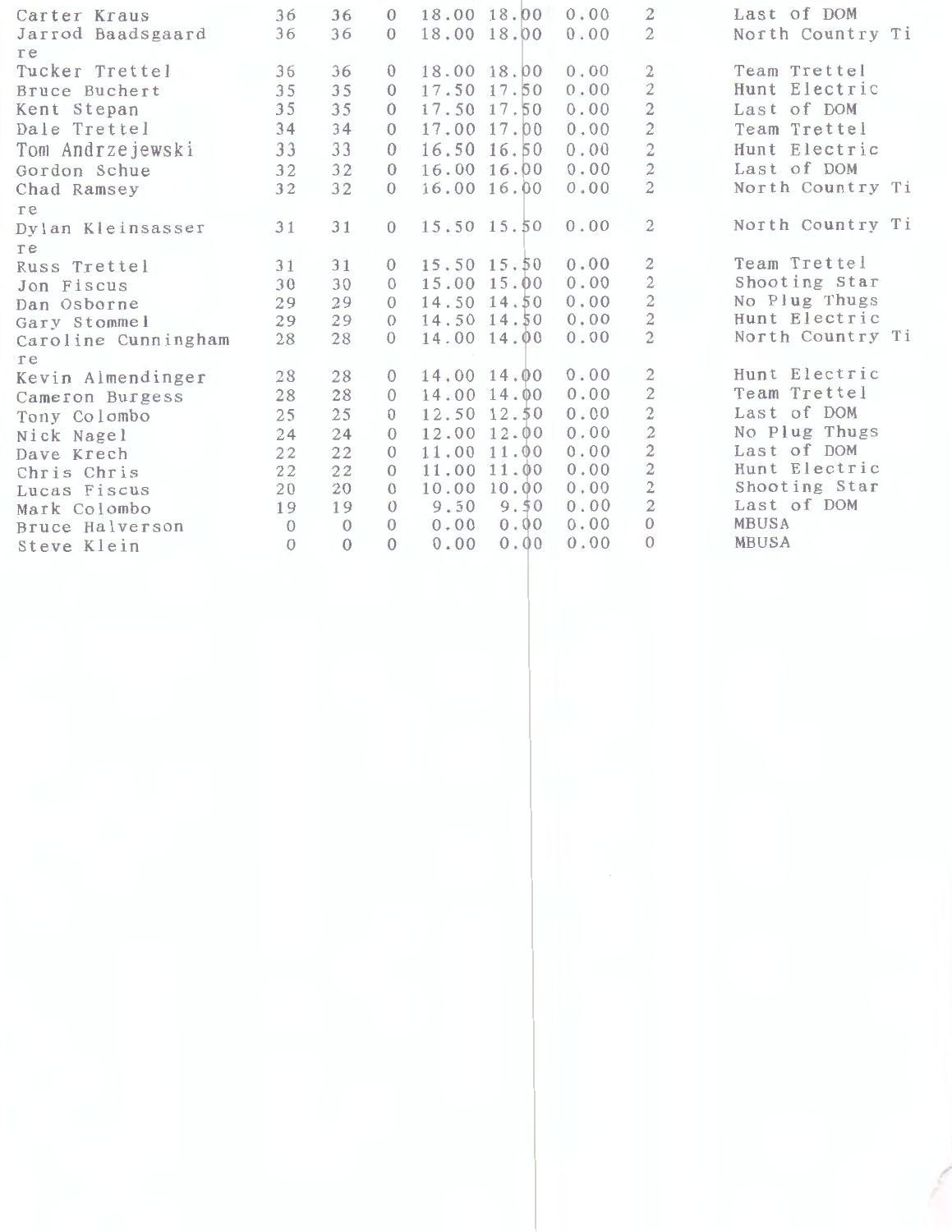| | | | | | | | | |
|---|---|---|---|---|---|---|---|---|
| Carter Kraus | 36 | 36 | 0 | 18.00 | 18.00 | 0.00 | 2 | Last of DOM |
| Jarrod Baadsgaard | 36 | 36 | 0 | 18.00 | 18.00 | 0.00 | 2 | North Country Tire |
| Tucker Trettel | 36 | 36 | 0 | 18.00 | 18.00 | 0.00 | 2 | Team Trettel |
| Bruce Buchert | 35 | 35 | 0 | 17.50 | 17.50 | 0.00 | 2 | Hunt Electric |
| Kent Stepan | 35 | 35 | 0 | 17.50 | 17.50 | 0.00 | 2 | Last of DOM |
| Dale Trettel | 34 | 34 | 0 | 17.00 | 17.00 | 0.00 | 2 | Team Trettel |
| Tom Andrzejewski | 33 | 33 | 0 | 16.50 | 16.50 | 0.00 | 2 | Hunt Electric |
| Gordon Schue | 32 | 32 | 0 | 16.00 | 16.00 | 0.00 | 2 | Last of DOM |
| Chad Ramsey | 32 | 32 | 0 | 16.00 | 16.00 | 0.00 | 2 | North Country Tire |
| Dylan Kleinsasser | 31 | 31 | 0 | 15.50 | 15.50 | 0.00 | 2 | North Country Tire |
| Russ Trettel | 31 | 31 | 0 | 15.50 | 15.50 | 0.00 | 2 | Team Trettel |
| Jon Fiscus | 30 | 30 | 0 | 15.00 | 15.00 | 0.00 | 2 | Shooting Star |
| Dan Osborne | 29 | 29 | 0 | 14.50 | 14.50 | 0.00 | 2 | No Plug Thugs |
| Gary Stommel | 29 | 29 | 0 | 14.50 | 14.50 | 0.00 | 2 | Hunt Electric |
| Caroline Cunningham | 28 | 28 | 0 | 14.00 | 14.00 | 0.00 | 2 | North Country Tire |
| Kevin Almendinger | 28 | 28 | 0 | 14.00 | 14.00 | 0.00 | 2 | Hunt Electric |
| Cameron Burgess | 28 | 28 | 0 | 14.00 | 14.00 | 0.00 | 2 | Team Trettel |
| Tony Colombo | 25 | 25 | 0 | 12.50 | 12.50 | 0.00 | 2 | Last of DOM |
| Nick Nagel | 24 | 24 | 0 | 12.00 | 12.00 | 0.00 | 2 | No Plug Thugs |
| Dave Krech | 22 | 22 | 0 | 11.00 | 11.00 | 0.00 | 2 | Last of DOM |
| Chris Chris | 22 | 22 | 0 | 11.00 | 11.00 | 0.00 | 2 | Hunt Electric |
| Lucas Fiscus | 20 | 20 | 0 | 10.00 | 10.00 | 0.00 | 2 | Shooting Star |
| Mark Colombo | 19 | 19 | 0 | 9.50 | 9.50 | 0.00 | 2 | Last of DOM |
| Bruce Halverson | 0 | 0 | 0 | 0.00 | 0.00 | 0.00 | 0 | MBUSA |
| Steve Klein | 0 | 0 | 0 | 0.00 | 0.00 | 0.00 | 0 | MBUSA |